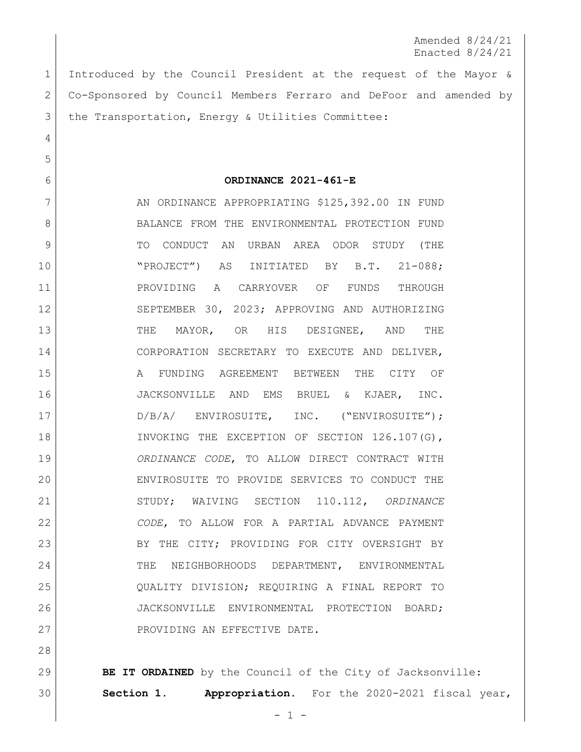Amended 8/24/21
Enacted 8/24/21

Introduced by the Council President at the request of the Mayor & Co-Sponsored by Council Members Ferraro and DeFoor and amended by the Transportation, Energy & Utilities Committee:

# ORDINANCE 2021-461-E

AN ORDINANCE APPROPRIATING $125,392.00 IN FUND BALANCE FROM THE ENVIRONMENTAL PROTECTION FUND TO CONDUCT AN URBAN AREA ODOR STUDY (THE "PROJECT") AS INITIATED BY B.T. 21-088; PROVIDING A CARRYOVER OF FUNDS THROUGH SEPTEMBER 30, 2023; APPROVING AND AUTHORIZING THE MAYOR, OR HIS DESIGNEE, AND THE CORPORATION SECRETARY TO EXECUTE AND DELIVER, A FUNDING AGREEMENT BETWEEN THE CITY OF JACKSONVILLE AND EMS BRUEL & KJAER, INC. D/B/A/ ENVIROSUITE, INC. ("ENVIROSUITE"); INVOKING THE EXCEPTION OF SECTION 126.107(G), *ORDINANCE CODE*, TO ALLOW DIRECT CONTRACT WITH ENVIROSUITE TO PROVIDE SERVICES TO CONDUCT THE STUDY; WAIVING SECTION 110.112, *ORDINANCE CODE*, TO ALLOW FOR A PARTIAL ADVANCE PAYMENT BY THE CITY; PROVIDING FOR CITY OVERSIGHT BY THE NEIGHBORHOODS DEPARTMENT, ENVIRONMENTAL QUALITY DIVISION; REQUIRING A FINAL REPORT TO JACKSONVILLE ENVIRONMENTAL PROTECTION BOARD; PROVIDING AN EFFECTIVE DATE.

**BE IT ORDAINED** by the Council of the City of Jacksonville:

**Section 1. Appropriation.** For the 2020-2021 fiscal year,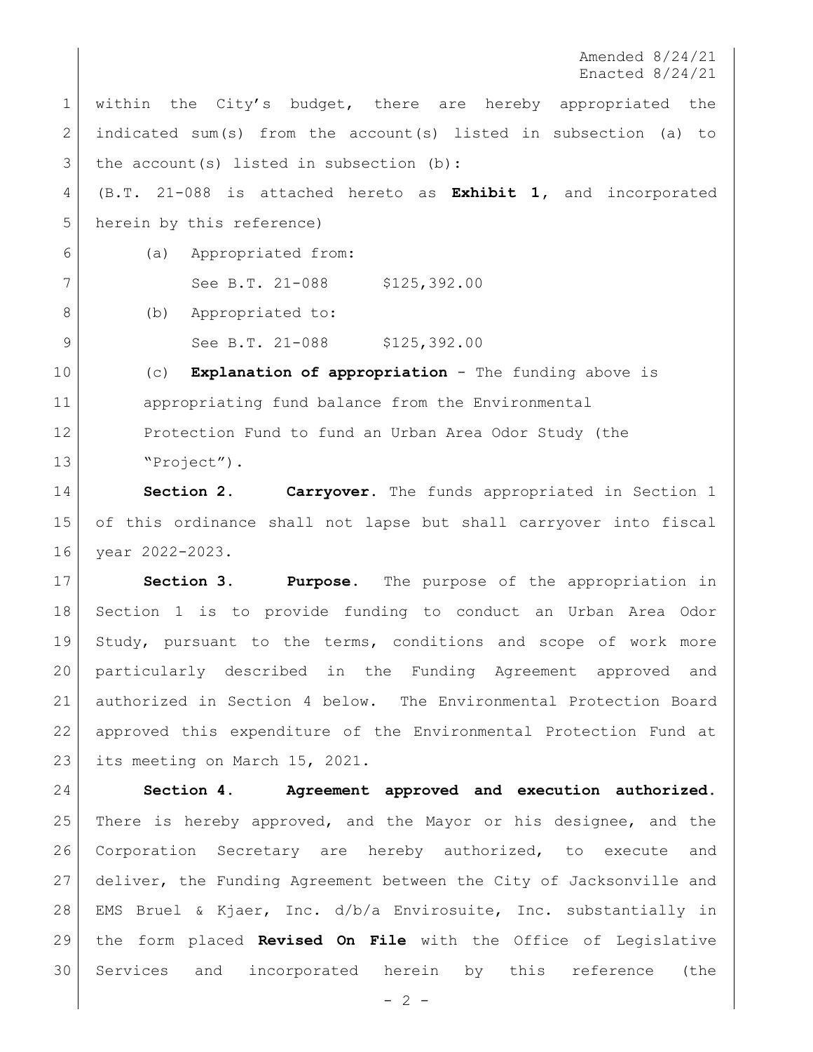Amended 8/24/21
Enacted 8/24/21

within the City's budget, there are hereby appropriated the indicated sum(s) from the account(s) listed in subsection (a) to the account(s) listed in subsection (b):

(B.T. 21-088 is attached hereto as **Exhibit 1**, and incorporated herein by this reference)

(a) Appropriated from:

See B.T. 21-088 $125,392.00

(b) Appropriated to:

See B.T. 21-088 $125,392.00

(c) **Explanation of appropriation** - The funding above is appropriating fund balance from the Environmental Protection Fund to fund an Urban Area Odor Study (the "Project").

**Section 2. Carryover.** The funds appropriated in Section 1 of this ordinance shall not lapse but shall carryover into fiscal year 2022-2023.

**Section 3. Purpose.** The purpose of the appropriation in Section 1 is to provide funding to conduct an Urban Area Odor Study, pursuant to the terms, conditions and scope of work more particularly described in the Funding Agreement approved and authorized in Section 4 below. The Environmental Protection Board approved this expenditure of the Environmental Protection Fund at its meeting on March 15, 2021.

**Section 4. Agreement approved and execution authorized.** There is hereby approved, and the Mayor or his designee, and the Corporation Secretary are hereby authorized, to execute and deliver, the Funding Agreement between the City of Jacksonville and EMS Bruel & Kjaer, Inc. d/b/a Envirosuite, Inc. substantially in the form placed **Revised On File** with the Office of Legislative Services and incorporated herein by this reference (the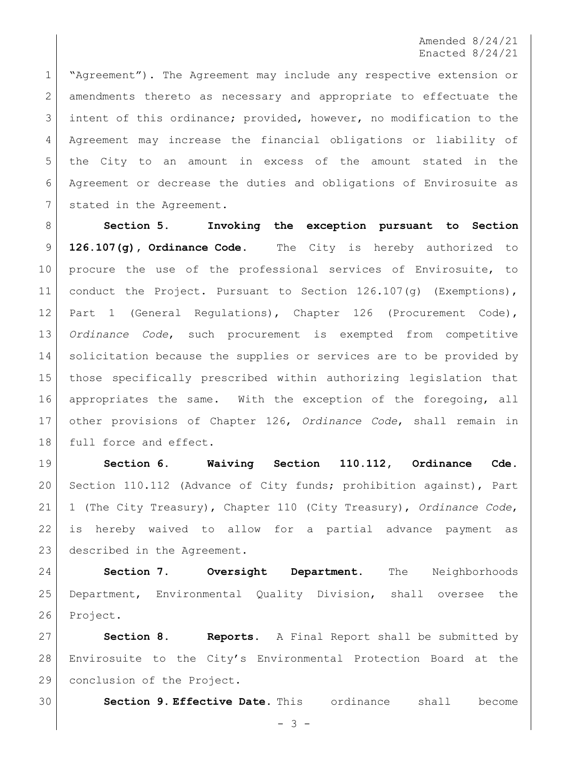Amended 8/24/21
Enacted 8/24/21

"Agreement"). The Agreement may include any respective extension or amendments thereto as necessary and appropriate to effectuate the intent of this ordinance; provided, however, no modification to the Agreement may increase the financial obligations or liability of the City to an amount in excess of the amount stated in the Agreement or decrease the duties and obligations of Envirosuite as stated in the Agreement.

**Section 5. Invoking the exception pursuant to Section 126.107(g), Ordinance Code.** The City is hereby authorized to procure the use of the professional services of Envirosuite, to conduct the Project. Pursuant to Section 126.107(g) (Exemptions), Part 1 (General Regulations), Chapter 126 (Procurement Code), *Ordinance Code*, such procurement is exempted from competitive solicitation because the supplies or services are to be provided by those specifically prescribed within authorizing legislation that appropriates the same. With the exception of the foregoing, all other provisions of Chapter 126, *Ordinance Code*, shall remain in full force and effect.

**Section 6. Waiving Section 110.112, Ordinance Cde.** Section 110.112 (Advance of City funds; prohibition against), Part 1 (The City Treasury), Chapter 110 (City Treasury), *Ordinance Code*, is hereby waived to allow for a partial advance payment as described in the Agreement.

**Section 7. Oversight Department.** The Neighborhoods Department, Environmental Quality Division, shall oversee the Project.

**Section 8. Reports.** A Final Report shall be submitted by Envirosuite to the City's Environmental Protection Board at the conclusion of the Project.

**Section 9. Effective Date.** This ordinance shall become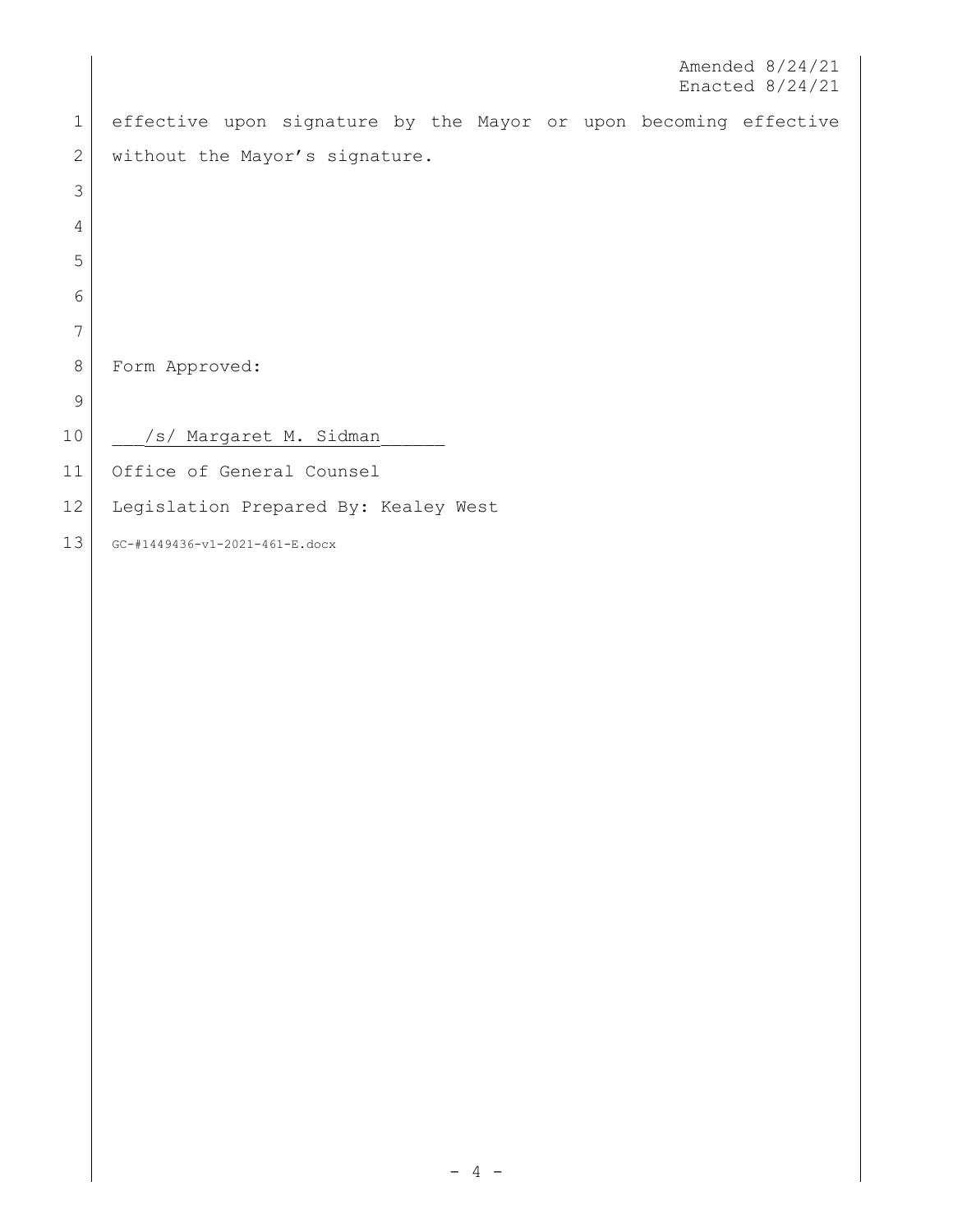Amended 8/24/21
Enacted 8/24/21

effective upon signature by the Mayor or upon becoming effective without the Mayor's signature.

Form Approved:

___/s/ Margaret M. Sidman______

Office of General Counsel

Legislation Prepared By: Kealey West

GC-#1449436-v1-2021-461-E.docx